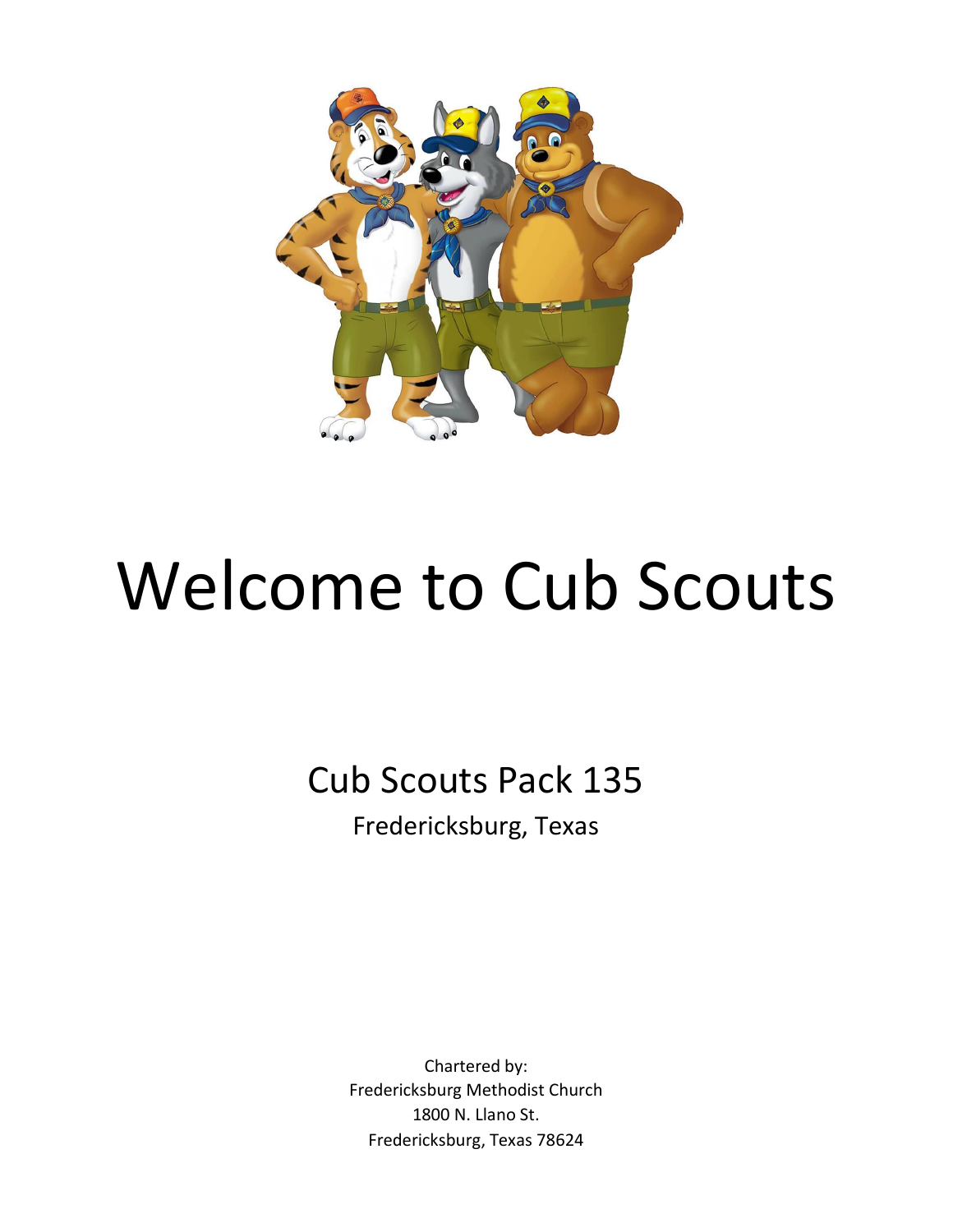# Welcome to Cub Scouts

## Cub Scouts Pack 135

Fredericksburg, Texas

Chartered by:
Fredericksburg Methodist Church
1800 N. Llano St.
Fredericksburg, Texas 78624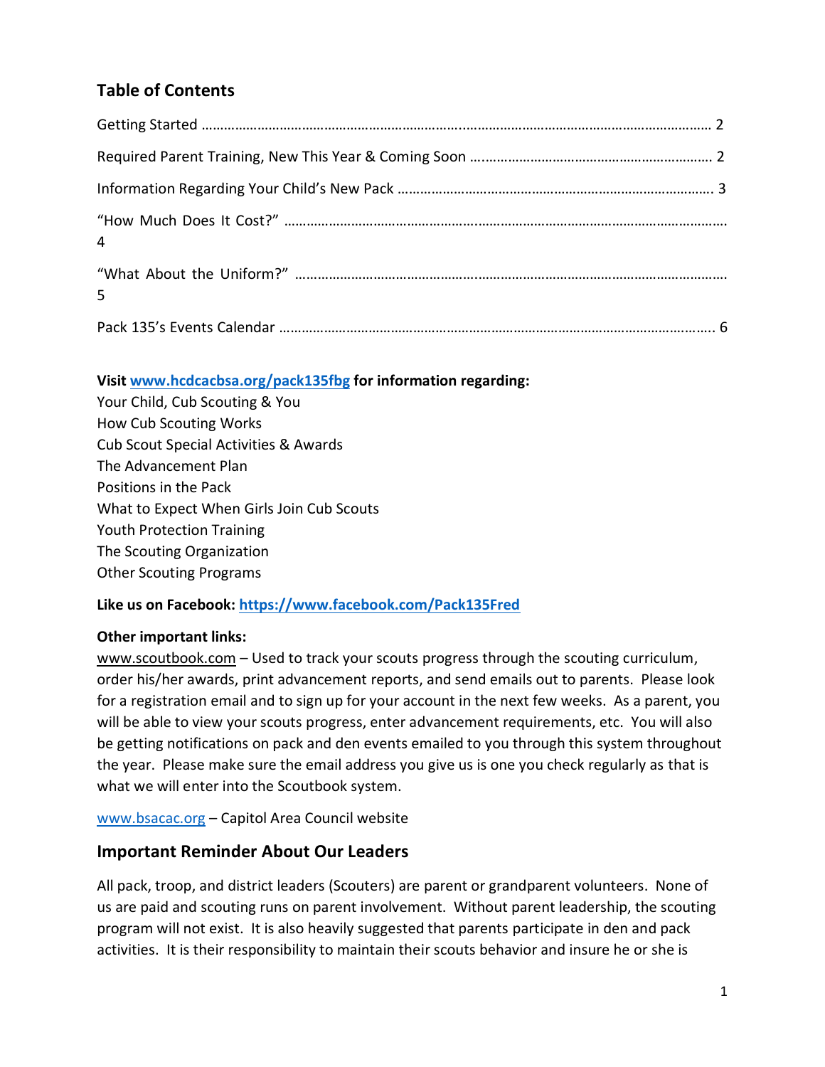## Table of Contents

Getting Started ........................................................................................................................... 2

Required Parent Training, New This Year & Coming Soon ...................................................... 2

Information Regarding Your Child's New Pack ........................................................................ 3

"How Much Does It Cost?" ........................................................................................................ 4

"What About the Uniform?" ...................................................................................................... 5

Pack 135's Events Calendar ........................................................................................................ 6

**Visit [www.hcdcacbsa.org/pack135fbg](http://www.hcdcacbsa.org/pack135fbg) for information regarding:**

Your Child, Cub Scouting & You
How Cub Scouting Works
Cub Scout Special Activities & Awards
The Advancement Plan
Positions in the Pack
What to Expect When Girls Join Cub Scouts
Youth Protection Training
The Scouting Organization
Other Scouting Programs

**Like us on Facebook: [https://www.facebook.com/Pack135Fred](https://www.facebook.com/Pack135Fred)**

**Other important links:**

www.scoutbook.com – Used to track your scouts progress through the scouting curriculum, order his/her awards, print advancement reports, and send emails out to parents. Please look for a registration email and to sign up for your account in the next few weeks. As a parent, you will be able to view your scouts progress, enter advancement requirements, etc. You will also be getting notifications on pack and den events emailed to you through this system throughout the year. Please make sure the email address you give us is one you check regularly as that is what we will enter into the Scoutbook system.

[www.bsacac.org](http://www.bsacac.org) – Capitol Area Council website

## Important Reminder About Our Leaders

All pack, troop, and district leaders (Scouters) are parent or grandparent volunteers. None of us are paid and scouting runs on parent involvement. Without parent leadership, the scouting program will not exist. It is also heavily suggested that parents participate in den and pack activities. It is their responsibility to maintain their scouts behavior and insure he or she is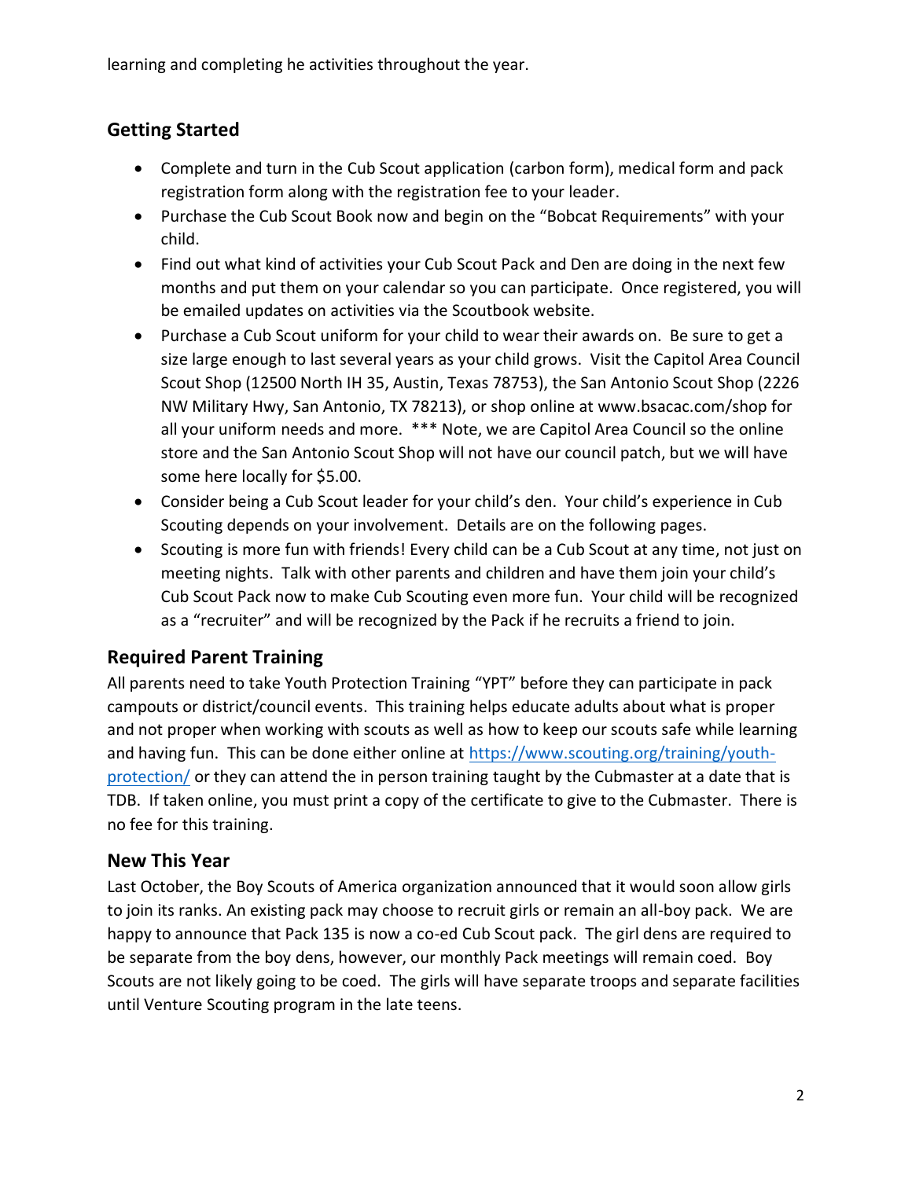learning and completing he activities throughout the year.

## Getting Started

- Complete and turn in the Cub Scout application (carbon form), medical form and pack registration form along with the registration fee to your leader.
- Purchase the Cub Scout Book now and begin on the "Bobcat Requirements" with your child.
- Find out what kind of activities your Cub Scout Pack and Den are doing in the next few months and put them on your calendar so you can participate. Once registered, you will be emailed updates on activities via the Scoutbook website.
- Purchase a Cub Scout uniform for your child to wear their awards on. Be sure to get a size large enough to last several years as your child grows. Visit the Capitol Area Council Scout Shop (12500 North IH 35, Austin, Texas 78753), the San Antonio Scout Shop (2226 NW Military Hwy, San Antonio, TX 78213), or shop online at www.bsacac.com/shop for all your uniform needs and more. *** Note, we are Capitol Area Council so the online store and the San Antonio Scout Shop will not have our council patch, but we will have some here locally for $5.00.
- Consider being a Cub Scout leader for your child's den. Your child's experience in Cub Scouting depends on your involvement. Details are on the following pages.
- Scouting is more fun with friends! Every child can be a Cub Scout at any time, not just on meeting nights. Talk with other parents and children and have them join your child's Cub Scout Pack now to make Cub Scouting even more fun. Your child will be recognized as a "recruiter" and will be recognized by the Pack if he recruits a friend to join.

## Required Parent Training

All parents need to take Youth Protection Training "YPT" before they can participate in pack campouts or district/council events. This training helps educate adults about what is proper and not proper when working with scouts as well as how to keep our scouts safe while learning and having fun. This can be done either online at [https://www.scouting.org/training/youth-protection/](https://www.scouting.org/training/youth-protection/) or they can attend the in person training taught by the Cubmaster at a date that is TDB. If taken online, you must print a copy of the certificate to give to the Cubmaster. There is no fee for this training.

## New This Year

Last October, the Boy Scouts of America organization announced that it would soon allow girls to join its ranks. An existing pack may choose to recruit girls or remain an all-boy pack. We are happy to announce that Pack 135 is now a co-ed Cub Scout pack. The girl dens are required to be separate from the boy dens, however, our monthly Pack meetings will remain coed. Boy Scouts are not likely going to be coed. The girls will have separate troops and separate facilities until Venture Scouting program in the late teens.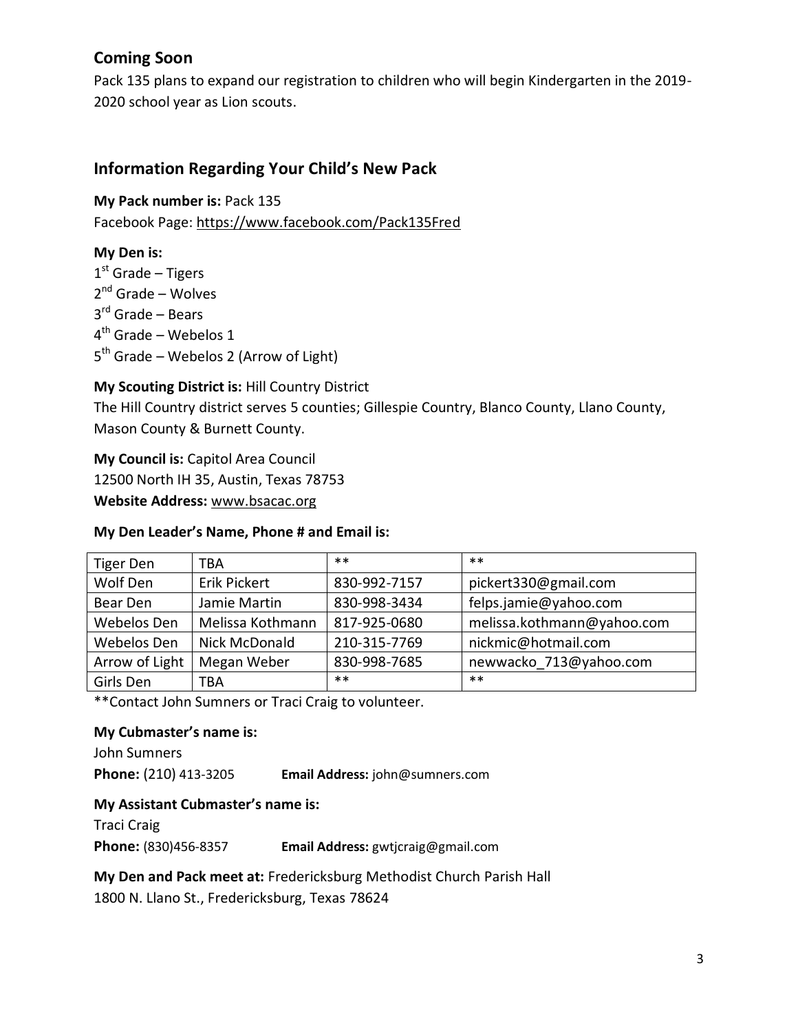## Coming Soon

Pack 135 plans to expand our registration to children who will begin Kindergarten in the 2019-2020 school year as Lion scouts.

## Information Regarding Your Child's New Pack

**My Pack number is:** Pack 135
Facebook Page: https://www.facebook.com/Pack135Fred

**My Den is:**
1st Grade – Tigers
2nd Grade – Wolves
3rd Grade – Bears
4th Grade – Webelos 1
5th Grade – Webelos 2 (Arrow of Light)

**My Scouting District is:** Hill Country District
The Hill Country district serves 5 counties; Gillespie Country, Blanco County, Llano County, Mason County & Burnett County.

**My Council is:** Capitol Area Council
12500 North IH 35, Austin, Texas 78753
**Website Address:** www.bsacac.org

**My Den Leader's Name, Phone # and Email is:**

| Tiger Den | TBA | ** | ** |
|---|---|---|---|
| Wolf Den | Erik Pickert | 830-992-7157 | pickert330@gmail.com |
| Bear Den | Jamie Martin | 830-998-3434 | felps.jamie@yahoo.com |
| Webelos Den | Melissa Kothmann | 817-925-0680 | melissa.kothmann@yahoo.com |
| Webelos Den | Nick McDonald | 210-315-7769 | nickmic@hotmail.com |
| Arrow of Light | Megan Weber | 830-998-7685 | newwacko_713@yahoo.com |
| Girls Den | TBA | ** | ** |

**Contact John Sumners or Traci Craig to volunteer.

**My Cubmaster's name is:**
John Sumners
**Phone:** (210) 413-3205 **Email Address:** john@sumners.com

**My Assistant Cubmaster's name is:**
Traci Craig
**Phone:** (830)456-8357 **Email Address:** gwtjcraig@gmail.com

**My Den and Pack meet at:** Fredericksburg Methodist Church Parish Hall
1800 N. Llano St., Fredericksburg, Texas 78624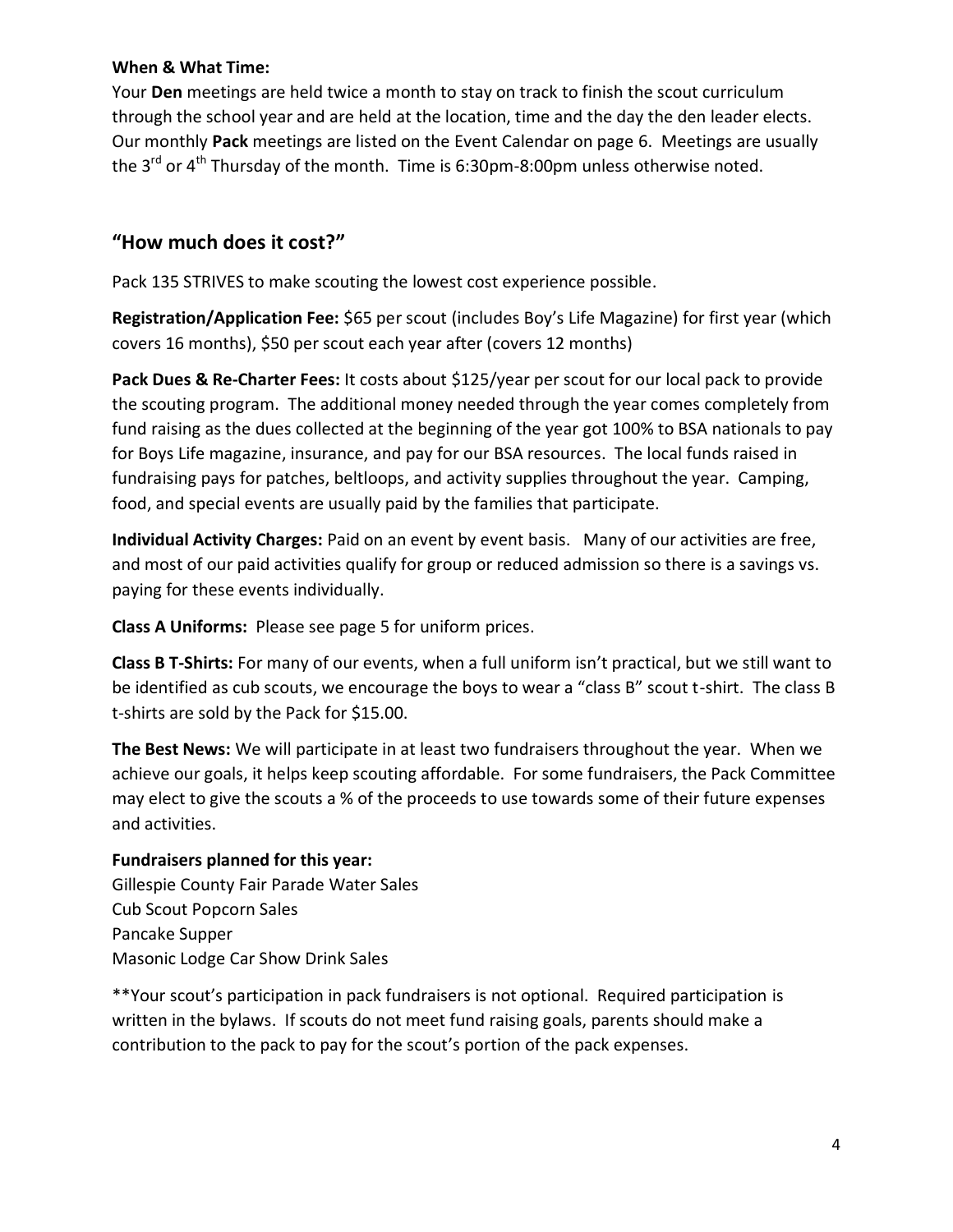**When & What Time:**
Your **Den** meetings are held twice a month to stay on track to finish the scout curriculum through the school year and are held at the location, time and the day the den leader elects. Our monthly **Pack** meetings are listed on the Event Calendar on page 6. Meetings are usually the 3rd or 4th Thursday of the month. Time is 6:30pm-8:00pm unless otherwise noted.

## "How much does it cost?"

Pack 135 STRIVES to make scouting the lowest cost experience possible.

**Registration/Application Fee:** $65 per scout (includes Boy's Life Magazine) for first year (which covers 16 months), $50 per scout each year after (covers 12 months)

**Pack Dues & Re-Charter Fees:** It costs about $125/year per scout for our local pack to provide the scouting program. The additional money needed through the year comes completely from fund raising as the dues collected at the beginning of the year got 100% to BSA nationals to pay for Boys Life magazine, insurance, and pay for our BSA resources. The local funds raised in fundraising pays for patches, beltloops, and activity supplies throughout the year. Camping, food, and special events are usually paid by the families that participate.

**Individual Activity Charges:** Paid on an event by event basis. Many of our activities are free, and most of our paid activities qualify for group or reduced admission so there is a savings vs. paying for these events individually.

**Class A Uniforms:** Please see page 5 for uniform prices.

**Class B T-Shirts:** For many of our events, when a full uniform isn't practical, but we still want to be identified as cub scouts, we encourage the boys to wear a "class B" scout t-shirt. The class B t-shirts are sold by the Pack for $15.00.

**The Best News:** We will participate in at least two fundraisers throughout the year. When we achieve our goals, it helps keep scouting affordable. For some fundraisers, the Pack Committee may elect to give the scouts a % of the proceeds to use towards some of their future expenses and activities.

**Fundraisers planned for this year:**
Gillespie County Fair Parade Water Sales
Cub Scout Popcorn Sales
Pancake Supper
Masonic Lodge Car Show Drink Sales

**Your scout's participation in pack fundraisers is not optional. Required participation is written in the bylaws. If scouts do not meet fund raising goals, parents should make a contribution to the pack to pay for the scout's portion of the pack expenses.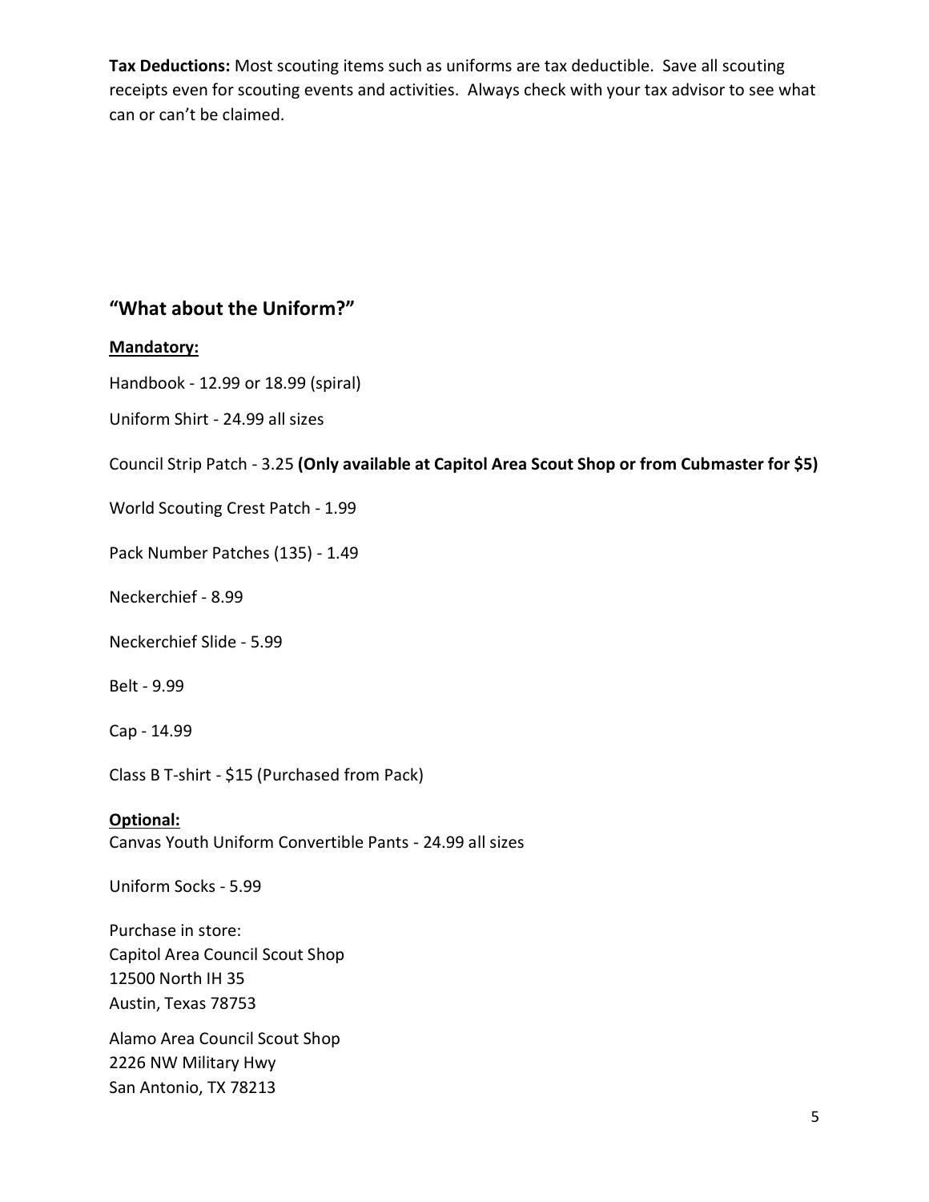**Tax Deductions:** Most scouting items such as uniforms are tax deductible. Save all scouting receipts even for scouting events and activities. Always check with your tax advisor to see what can or can't be claimed.

## "What about the Uniform?"

**Mandatory:**

Handbook - 12.99 or 18.99 (spiral)

Uniform Shirt - 24.99 all sizes

Council Strip Patch - 3.25 **(Only available at Capitol Area Scout Shop or from Cubmaster for $5)**

World Scouting Crest Patch - 1.99

Pack Number Patches (135) - 1.49

Neckerchief - 8.99

Neckerchief Slide - 5.99

Belt - 9.99

Cap - 14.99

Class B T-shirt - $15 (Purchased from Pack)

**Optional:**

Canvas Youth Uniform Convertible Pants - 24.99 all sizes

Uniform Socks - 5.99

Purchase in store:
Capitol Area Council Scout Shop
12500 North IH 35
Austin, Texas 78753

Alamo Area Council Scout Shop
2226 NW Military Hwy
San Antonio, TX 78213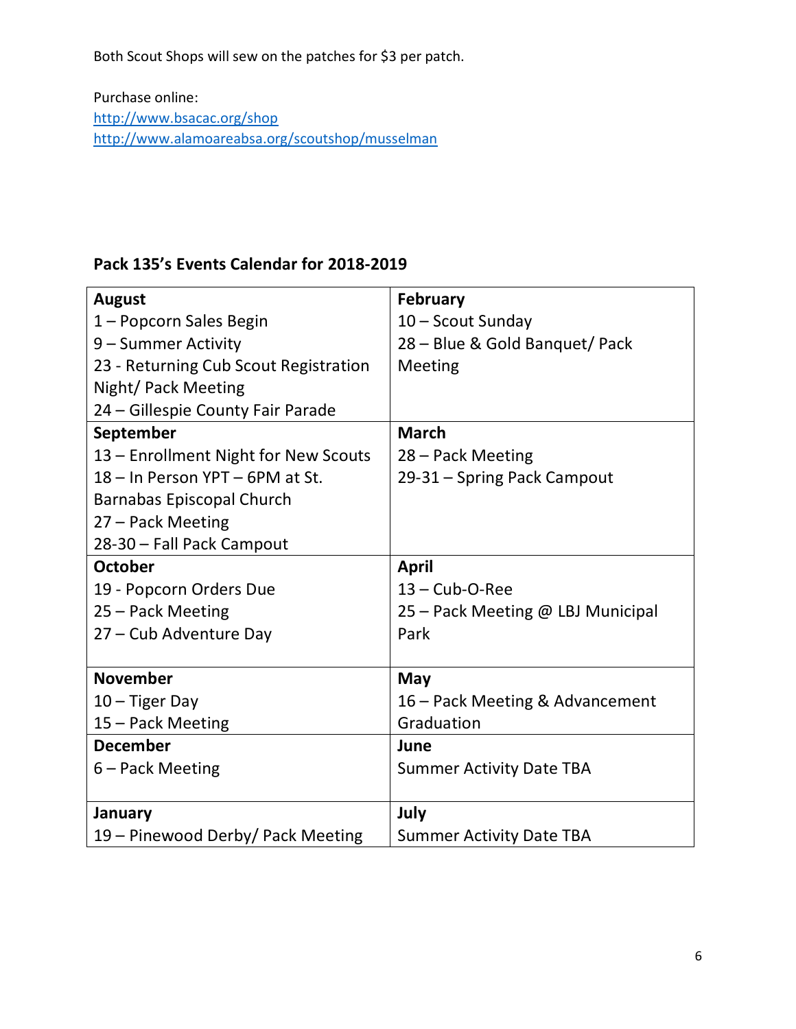Both Scout Shops will sew on the patches for $3 per patch.

Purchase online:
http://www.bsacac.org/shop
http://www.alamoareabsa.org/scoutshop/musselman

## Pack 135's Events Calendar for 2018-2019

| | |
|---|---|
| **August**<br>1 – Popcorn Sales Begin<br>9 – Summer Activity<br>23 - Returning Cub Scout Registration Night/ Pack Meeting<br>24 – Gillespie County Fair Parade | **February**<br>10 – Scout Sunday<br>28 – Blue & Gold Banquet/ Pack Meeting |
| **September**<br>13 – Enrollment Night for New Scouts<br>18 – In Person YPT – 6PM at St. Barnabas Episcopal Church<br>27 – Pack Meeting<br>28-30 – Fall Pack Campout | **March**<br>28 – Pack Meeting<br>29-31 – Spring Pack Campout |
| **October**<br>19 - Popcorn Orders Due<br>25 – Pack Meeting<br>27 – Cub Adventure Day | **April**<br>13 – Cub-O-Ree<br>25 – Pack Meeting @ LBJ Municipal Park |
| **November**<br>10 – Tiger Day<br>15 – Pack Meeting | **May**<br>16 – Pack Meeting & Advancement Graduation |
| **December**<br>6 – Pack Meeting | **June**<br>Summer Activity Date TBA |
| **January**<br>19 – Pinewood Derby/ Pack Meeting | **July**<br>Summer Activity Date TBA |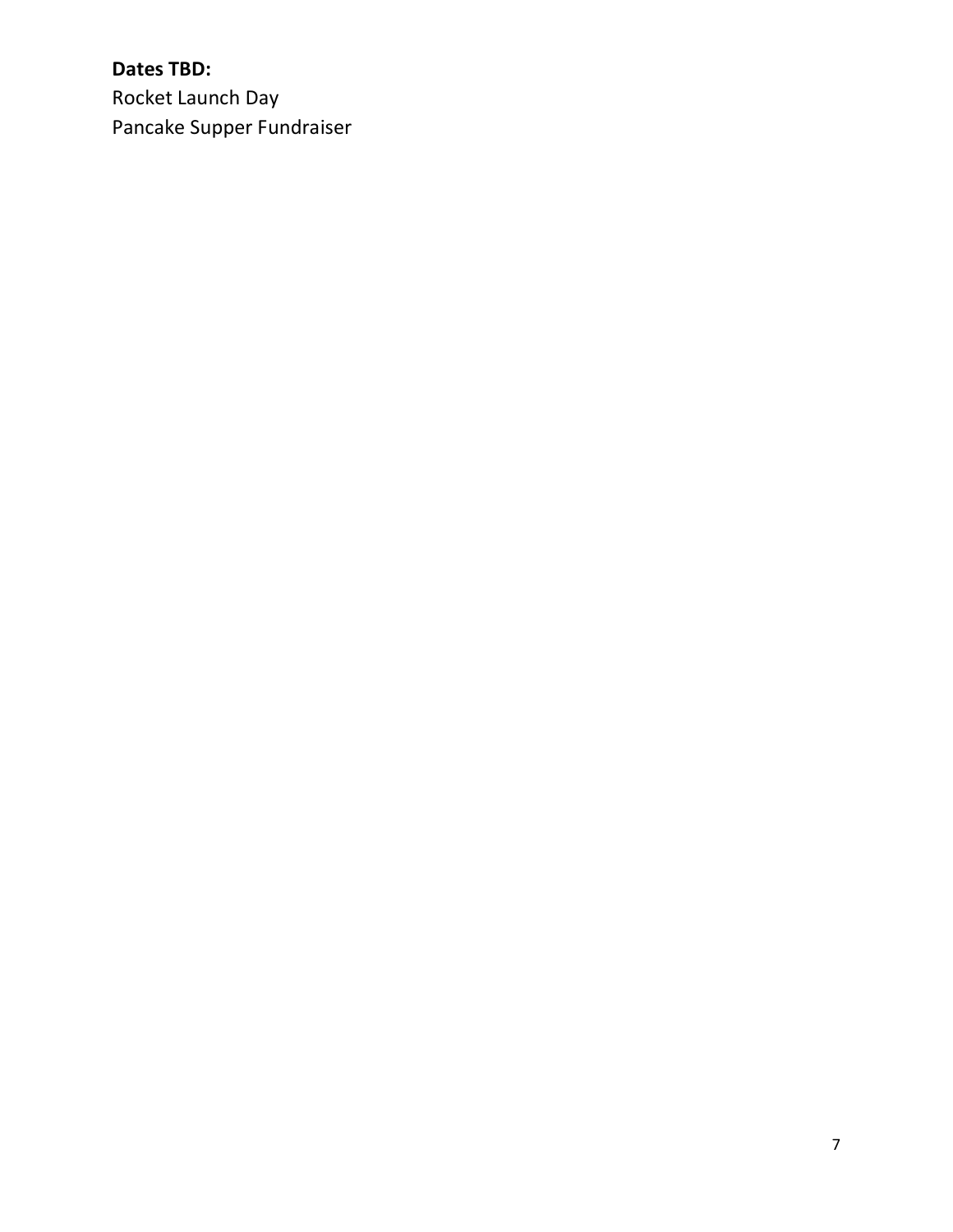**Dates TBD:**

Rocket Launch Day

Pancake Supper Fundraiser